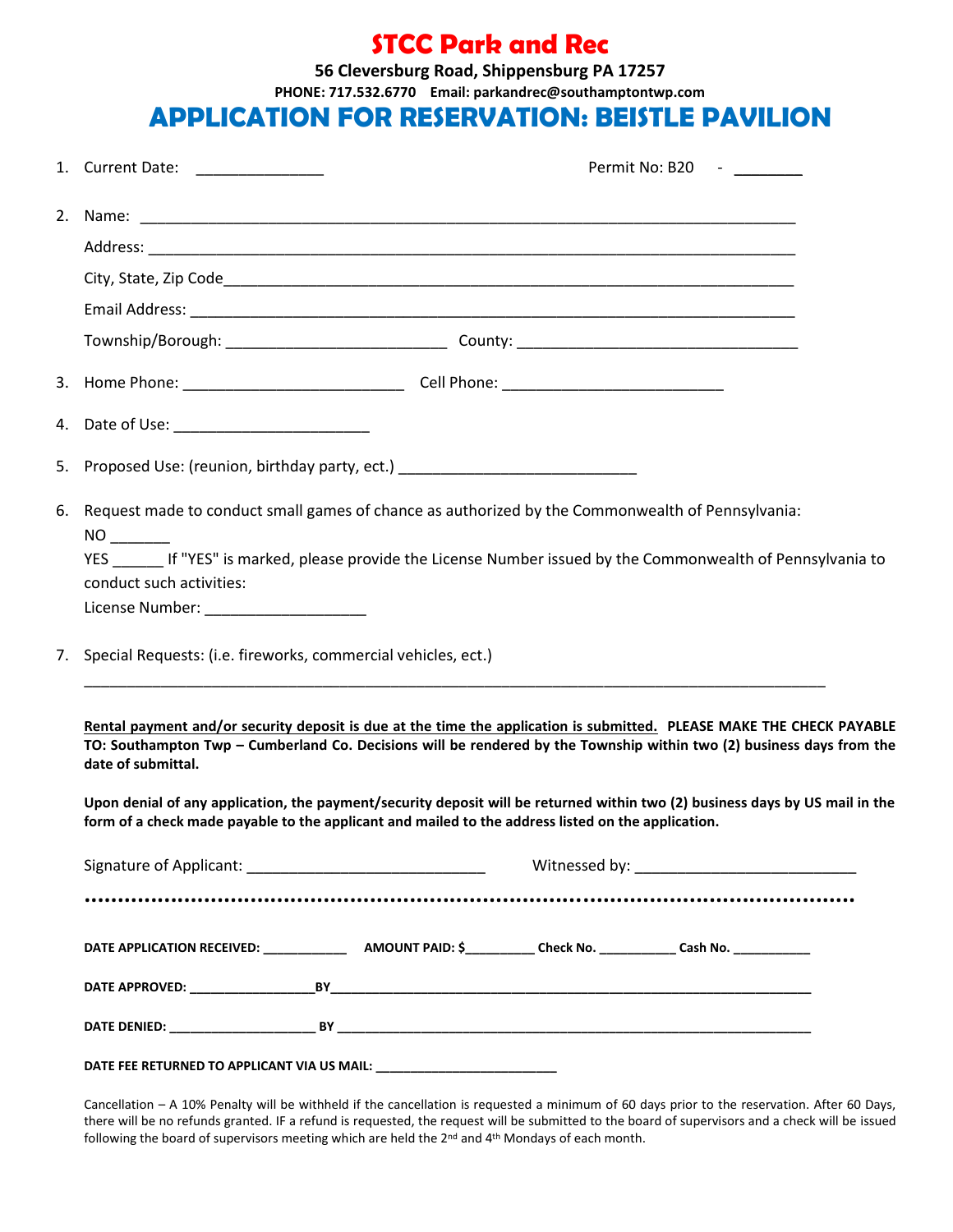# STCC Park and Rec

**56 Cleversburg Road, Shippensburg PA 17257**

**PHONE: 717.532.6770 Email: parkandrec@southamptontwp.com**

# APPLICATION FOR RESERVATION: BEISTLE PAVILION

1. Current Date: _______________ Permit No: B20 - ________

2. Name: ___________________________________________________________________________

   Address: __________________________________________________________________________

   City, State, Zip Code____________________________________________________________________

   Email Address: _____________________________________________________________________

   Township/Borough: __________________________ County: _________________________________

3. Home Phone: __________________________ Cell Phone: __________________________

4. Date of Use: _______________________

5. Proposed Use: (reunion, birthday party, ect.) ___________________________

6. Request made to conduct small games of chance as authorized by the Commonwealth of Pennsylvania:

   NO _______

   YES ______ If "YES" is marked, please provide the License Number issued by the Commonwealth of Pennsylvania to conduct such activities:

   License Number: ___________________

7. Special Requests: (i.e. fireworks, commercial vehicles, ect.)

   ______________________________________________________________________________________

**<u>Rental payment and/or security deposit is due at the time the application is submitted.</u> PLEASE MAKE THE CHECK PAYABLE TO: Southampton Twp – Cumberland Co. Decisions will be rendered by the Township within two (2) business days from the date of submittal.**

**Upon denial of any application, the payment/security deposit will be returned within two (2) business days by US mail in the form of a check made payable to the applicant and mailed to the address listed on the application.**

Signature of Applicant: ____________________________ Witnessed by: __________________________

**DATE APPLICATION RECEIVED:** ____________ **AMOUNT PAID: $**_________ **Check No.** ___________ **Cash No.** ___________

**DATE APPROVED:** _________________**BY**___________________________________________________________________

**DATE DENIED:** ____________________ **BY** __________________________________________________________________

**DATE FEE RETURNED TO APPLICANT VIA US MAIL:** _________________________

Cancellation – A 10% Penalty will be withheld if the cancellation is requested a minimum of 60 days prior to the reservation. After 60 Days, there will be no refunds granted. IF a refund is requested, the request will be submitted to the board of supervisors and a check will be issued following the board of supervisors meeting which are held the 2nd and 4th Mondays of each month.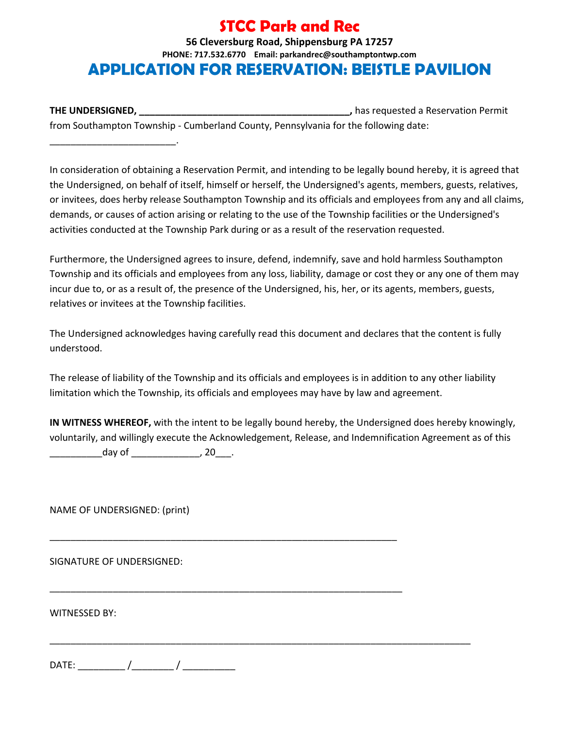# STCC Park and Rec

**56 Cleversburg Road, Shippensburg PA 17257**

**PHONE: 717.532.6770 Email: parkandrec@southamptontwp.com**

## APPLICATION FOR RESERVATION: BEISTLE PAVILION

**THE UNDERSIGNED, ________________________________________,** has requested a Reservation Permit from Southampton Township - Cumberland County, Pennsylvania for the following date: ________________________.

In consideration of obtaining a Reservation Permit, and intending to be legally bound hereby, it is agreed that the Undersigned, on behalf of itself, himself or herself, the Undersigned's agents, members, guests, relatives, or invitees, does herby release Southampton Township and its officials and employees from any and all claims, demands, or causes of action arising or relating to the use of the Township facilities or the Undersigned's activities conducted at the Township Park during or as a result of the reservation requested.

Furthermore, the Undersigned agrees to insure, defend, indemnify, save and hold harmless Southampton Township and its officials and employees from any loss, liability, damage or cost they or any one of them may incur due to, or as a result of, the presence of the Undersigned, his, her, or its agents, members, guests, relatives or invitees at the Township facilities.

The Undersigned acknowledges having carefully read this document and declares that the content is fully understood.

The release of liability of the Township and its officials and employees is in addition to any other liability limitation which the Township, its officials and employees may have by law and agreement.

**IN WITNESS WHEREOF,** with the intent to be legally bound hereby, the Undersigned does hereby knowingly, voluntarily, and willingly execute the Acknowledgement, Release, and Indemnification Agreement as of this __________day of _____________, 20___.

NAME OF UNDERSIGNED: (print)

____________________________________________________________________

SIGNATURE OF UNDERSIGNED:

____________________________________________________________________

WITNESSED BY:

____________________________________________________________________

DATE: _________ /________ / __________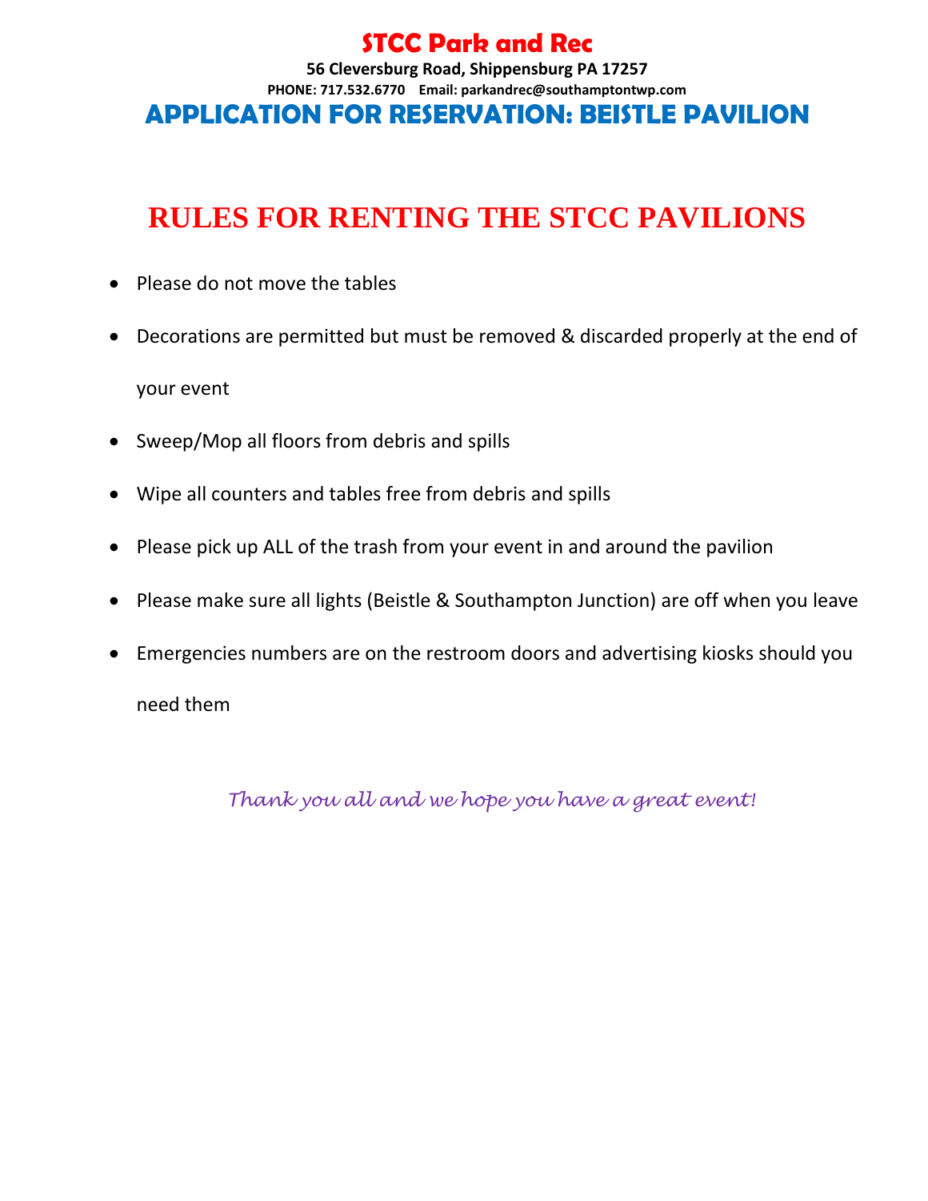# STCC Park and Rec

**56 Cleversburg Road, Shippensburg PA 17257**

**PHONE: 717.532.6770 Email: parkandrec@southamptontwp.com**

## APPLICATION FOR RESERVATION: BEISTLE PAVILION

# RULES FOR RENTING THE STCC PAVILIONS

- Please do not move the tables
- Decorations are permitted but must be removed & discarded properly at the end of your event
- Sweep/Mop all floors from debris and spills
- Wipe all counters and tables free from debris and spills
- Please pick up ALL of the trash from your event in and around the pavilion
- Please make sure all lights (Beistle & Southampton Junction) are off when you leave
- Emergencies numbers are on the restroom doors and advertising kiosks should you need them

*Thank you all and we hope you have a great event!*